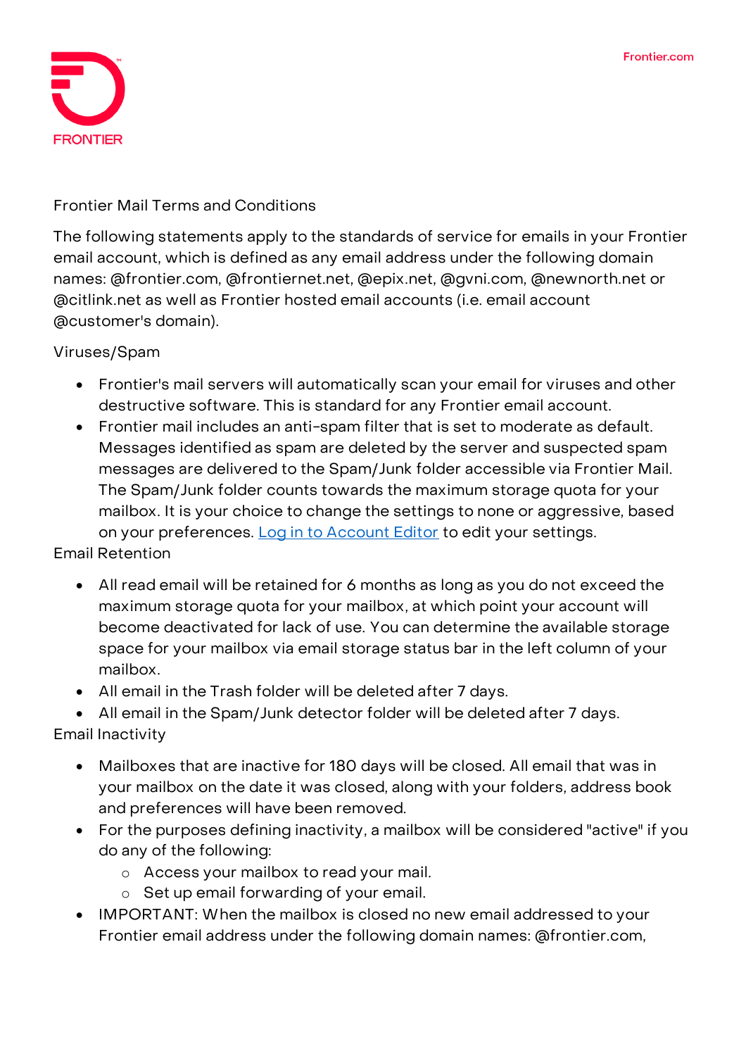FRONTIER

# Frontier Mail Terms and Conditions

The following statements apply to the standards of service for emails in your Frontier email account, which is defined as any email address under the following domain names: @frontier.com, @frontiernet.net, @epix.net, @gvni.com, @newnorth.net or @citlink.net as well as Frontier hosted email accounts (i.e. email account @customer's domain).

## Viruses/Spam

- Frontier's mail servers will automatically scan your email for viruses and other destructive software. This is standard for any Frontier email account.
- Frontier mail includes an anti-spam filter that is set to moderate as default. Messages identified as spam are deleted by the server and suspected spam messages are delivered to the Spam/Junk folder accessible via Frontier Mail. The Spam/Junk folder counts towards the maximum storage quota for your mailbox. It is your choice to change the settings to none or aggressive, based on your preferences. Log in to Account Editor to edit your settings.

## Email Retention

- All read email will be retained for 6 months as long as you do not exceed the maximum storage quota for your mailbox, at which point your account will become deactivated for lack of use. You can determine the available storage space for your mailbox via email storage status bar in the left column of your mailbox.
- All email in the Trash folder will be deleted after 7 days.
- All email in the Spam/Junk detector folder will be deleted after 7 days.

## Email Inactivity

- Mailboxes that are inactive for 180 days will be closed. All email that was in your mailbox on the date it was closed, along with your folders, address book and preferences will have been removed.
- For the purposes defining inactivity, a mailbox will be considered "active" if you do any of the following:
  - Access your mailbox to read your mail.
  - Set up email forwarding of your email.
- IMPORTANT: When the mailbox is closed no new email addressed to your Frontier email address under the following domain names: @frontier.com,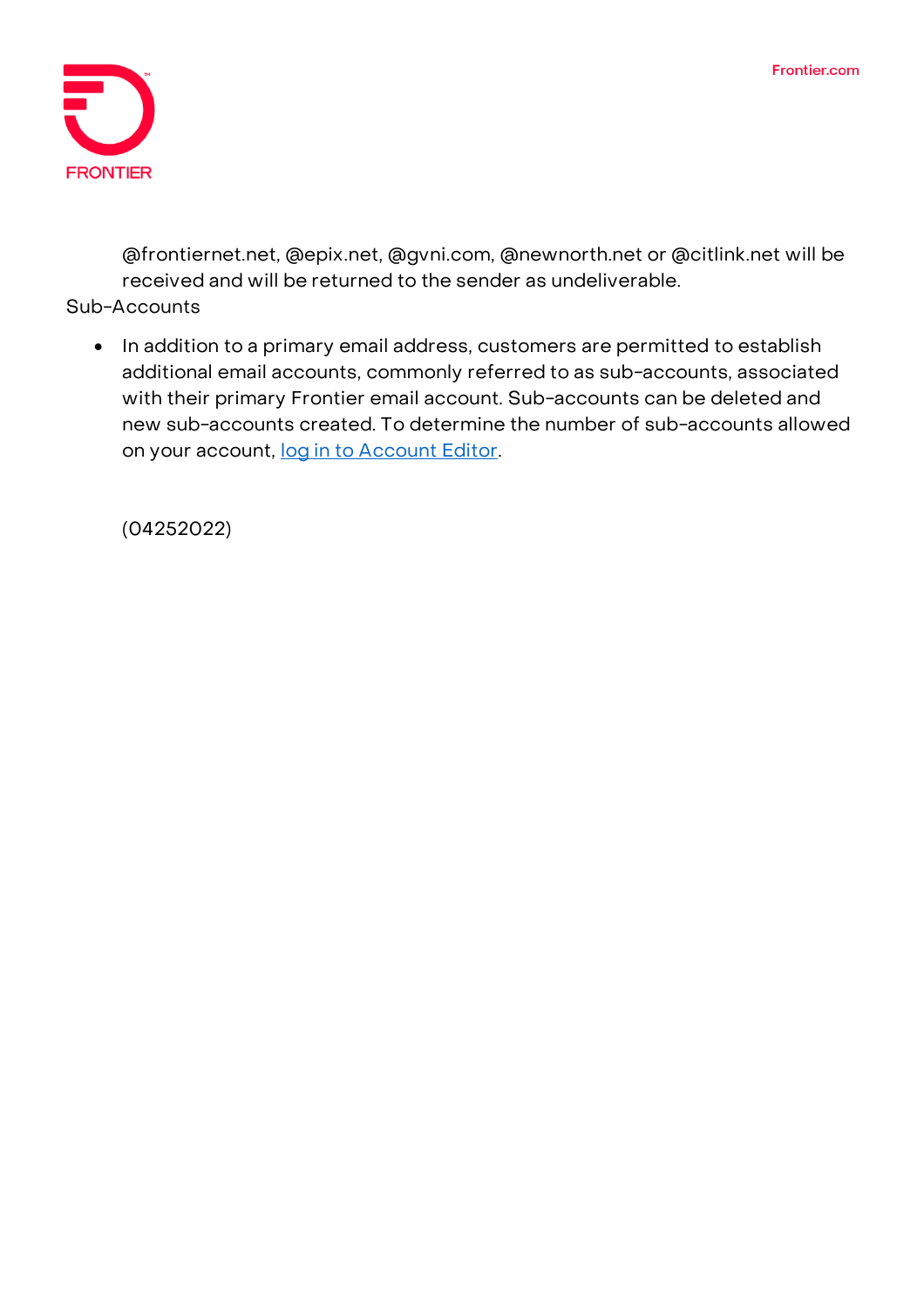@frontiernet.net, @epix.net, @gvni.com, @newnorth.net or @citlink.net will be received and will be returned to the sender as undeliverable.

Sub-Accounts

- In addition to a primary email address, customers are permitted to establish additional email accounts, commonly referred to as sub-accounts, associated with their primary Frontier email account. Sub-accounts can be deleted and new sub-accounts created. To determine the number of sub-accounts allowed on your account, log in to Account Editor.

(04252022)